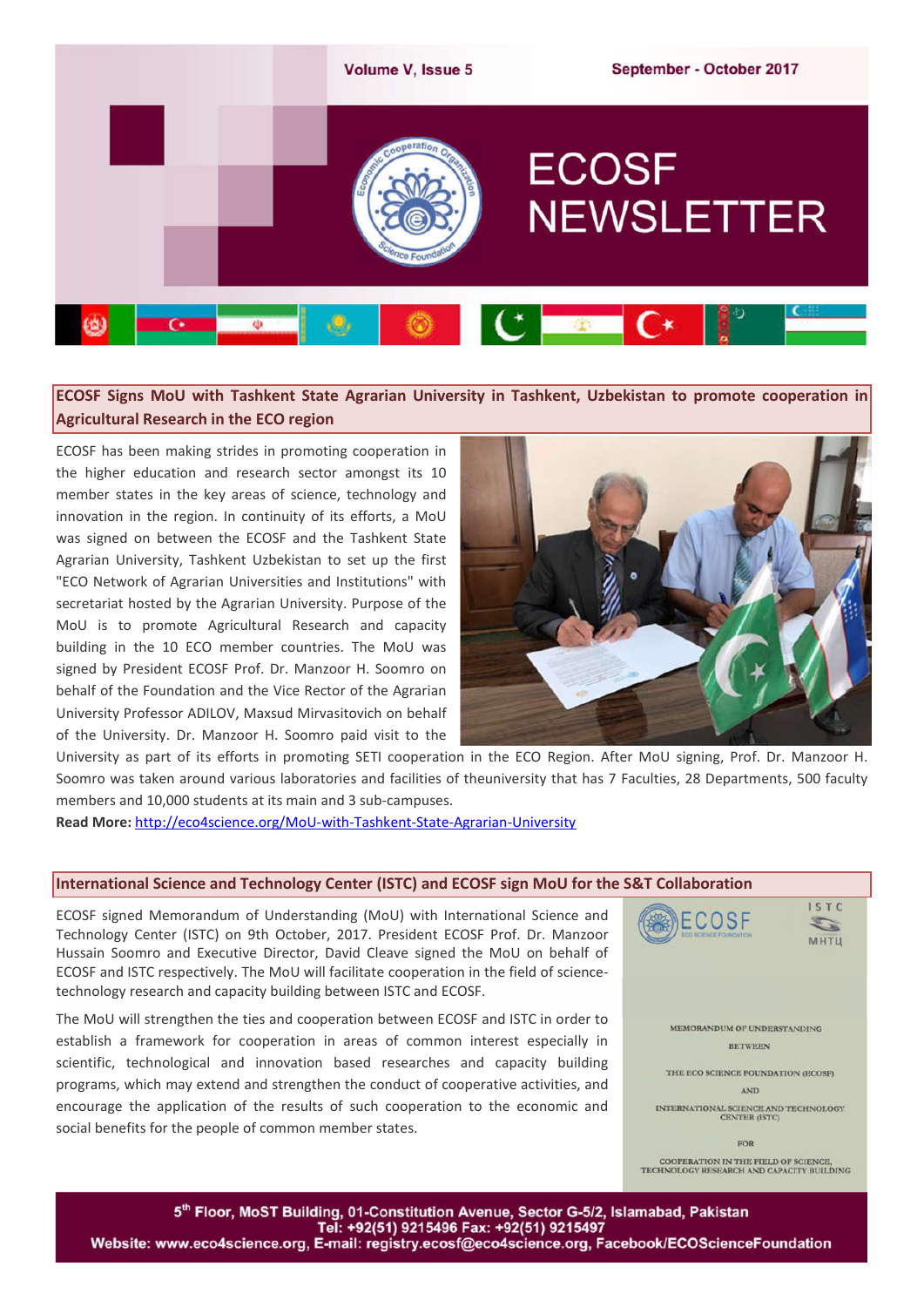# ECOSF NEWSLETTER

Volume V, Issue 5 — September - October 2017

## ECOSF Signs MoU with Tashkent State Agrarian University in Tashkent, Uzbekistan to promote cooperation in Agricultural Research in the ECO region

ECOSF has been making strides in promoting cooperation in the higher education and research sector amongst its 10 member states in the key areas of science, technology and innovation in the region. In continuity of its efforts, a MoU was signed on between the ECOSF and the Tashkent State Agrarian University, Tashkent Uzbekistan to set up the first "ECO Network of Agrarian Universities and Institutions" with secretariat hosted by the Agrarian University. Purpose of the MoU is to promote Agricultural Research and capacity building in the 10 ECO member countries. The MoU was signed by President ECOSF Prof. Dr. Manzoor H. Soomro on behalf of the Foundation and the Vice Rector of the Agrarian University Professor ADILOV, Maxsud Mirvasitovich on behalf of the University. Dr. Manzoor H. Soomro paid visit to the University as part of its efforts in promoting SETI cooperation in the ECO Region. After MoU signing, Prof. Dr. Manzoor H. Soomro was taken around various laboratories and facilities of theuniversity that has 7 Faculties, 28 Departments, 500 faculty members and 10,000 students at its main and 3 sub-campuses.

**Read More:** http://eco4science.org/MoU-with-Tashkent-State-Agrarian-University

## International Science and Technology Center (ISTC) and ECOSF sign MoU for the S&T Collaboration

ECOSF signed Memorandum of Understanding (MoU) with International Science and Technology Center (ISTC) on 9th October, 2017. President ECOSF Prof. Dr. Manzoor Hussain Soomro and Executive Director, David Cleave signed the MoU on behalf of ECOSF and ISTC respectively. The MoU will facilitate cooperation in the field of science-technology research and capacity building between ISTC and ECOSF.

The MoU will strengthen the ties and cooperation between ECOSF and ISTC in order to establish a framework for cooperation in areas of common interest especially in scientific, technological and innovation based researches and capacity building programs, which may extend and strengthen the conduct of cooperative activities, and encourage the application of the results of such cooperation to the economic and social benefits for the people of common member states.

5th Floor, MoST Building, 01-Constitution Avenue, Sector G-5/2, Islamabad, Pakistan
Tel: +92(51) 9215496 Fax: +92(51) 9215497
Website: www.eco4science.org, E-mail: registry.ecosf@eco4science.org, Facebook/ECOScienceFoundation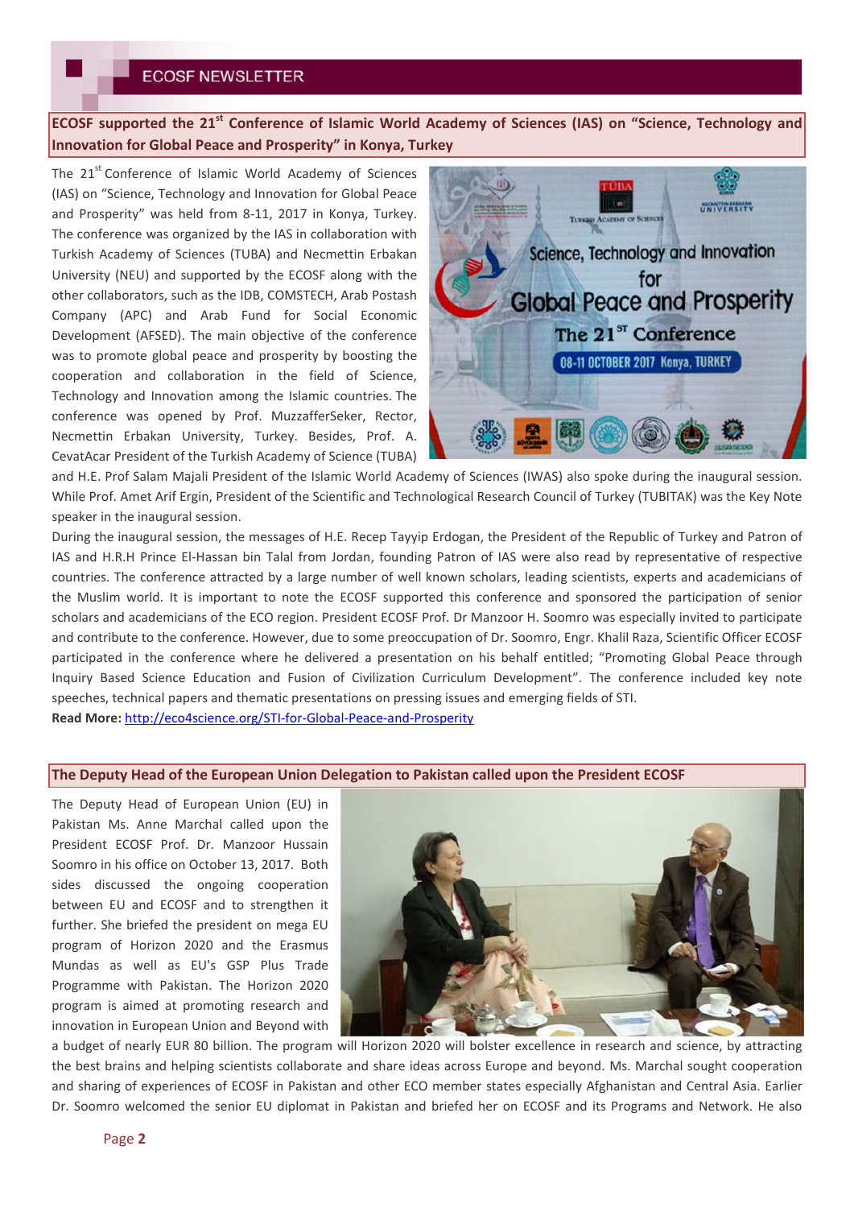## ECOSF supported the 21st Conference of Islamic World Academy of Sciences (IAS) on "Science, Technology and Innovation for Global Peace and Prosperity" in Konya, Turkey

The 21st Conference of Islamic World Academy of Sciences (IAS) on "Science, Technology and Innovation for Global Peace and Prosperity" was held from 8-11, 2017 in Konya, Turkey. The conference was organized by the IAS in collaboration with Turkish Academy of Sciences (TUBA) and Necmettin Erbakan University (NEU) and supported by the ECOSF along with the other collaborators, such as the IDB, COMSTECH, Arab Postash Company (APC) and Arab Fund for Social Economic Development (AFSED). The main objective of the conference was to promote global peace and prosperity by boosting the cooperation and collaboration in the field of Science, Technology and Innovation among the Islamic countries. The conference was opened by Prof. MuzzafferSeker, Rector, Necmettin Erbakan University, Turkey. Besides, Prof. A. CevatAcar President of the Turkish Academy of Science (TUBA) and H.E. Prof Salam Majali President of the Islamic World Academy of Sciences (IWAS) also spoke during the inaugural session. While Prof. Amet Arif Ergin, President of the Scientific and Technological Research Council of Turkey (TUBITAK) was the Key Note speaker in the inaugural session.

During the inaugural session, the messages of H.E. Recep Tayyip Erdogan, the President of the Republic of Turkey and Patron of IAS and H.R.H Prince El-Hassan bin Talal from Jordan, founding Patron of IAS were also read by representative of respective countries. The conference attracted by a large number of well known scholars, leading scientists, experts and academicians of the Muslim world. It is important to note the ECOSF supported this conference and sponsored the participation of senior scholars and academicians of the ECO region. President ECOSF Prof. Dr Manzoor H. Soomro was especially invited to participate and contribute to the conference. However, due to some preoccupation of Dr. Soomro, Engr. Khalil Raza, Scientific Officer ECOSF participated in the conference where he delivered a presentation on his behalf entitled; "Promoting Global Peace through Inquiry Based Science Education and Fusion of Civilization Curriculum Development". The conference included key note speeches, technical papers and thematic presentations on pressing issues and emerging fields of STI.

**Read More:** http://eco4science.org/STI-for-Global-Peace-and-Prosperity

## The Deputy Head of the European Union Delegation to Pakistan called upon the President ECOSF

The Deputy Head of European Union (EU) in Pakistan Ms. Anne Marchal called upon the President ECOSF Prof. Dr. Manzoor Hussain Soomro in his office on October 13, 2017. Both sides discussed the ongoing cooperation between EU and ECOSF and to strengthen it further. She briefed the president on mega EU program of Horizon 2020 and the Erasmus Mundas as well as EU's GSP Plus Trade Programme with Pakistan. The Horizon 2020 program is aimed at promoting research and innovation in European Union and Beyond with a budget of nearly EUR 80 billion. The program will Horizon 2020 will bolster excellence in research and science, by attracting the best brains and helping scientists collaborate and share ideas across Europe and beyond. Ms. Marchal sought cooperation and sharing of experiences of ECOSF in Pakistan and other ECO member states especially Afghanistan and Central Asia. Earlier Dr. Soomro welcomed the senior EU diplomat in Pakistan and briefed her on ECOSF and its Programs and Network. He also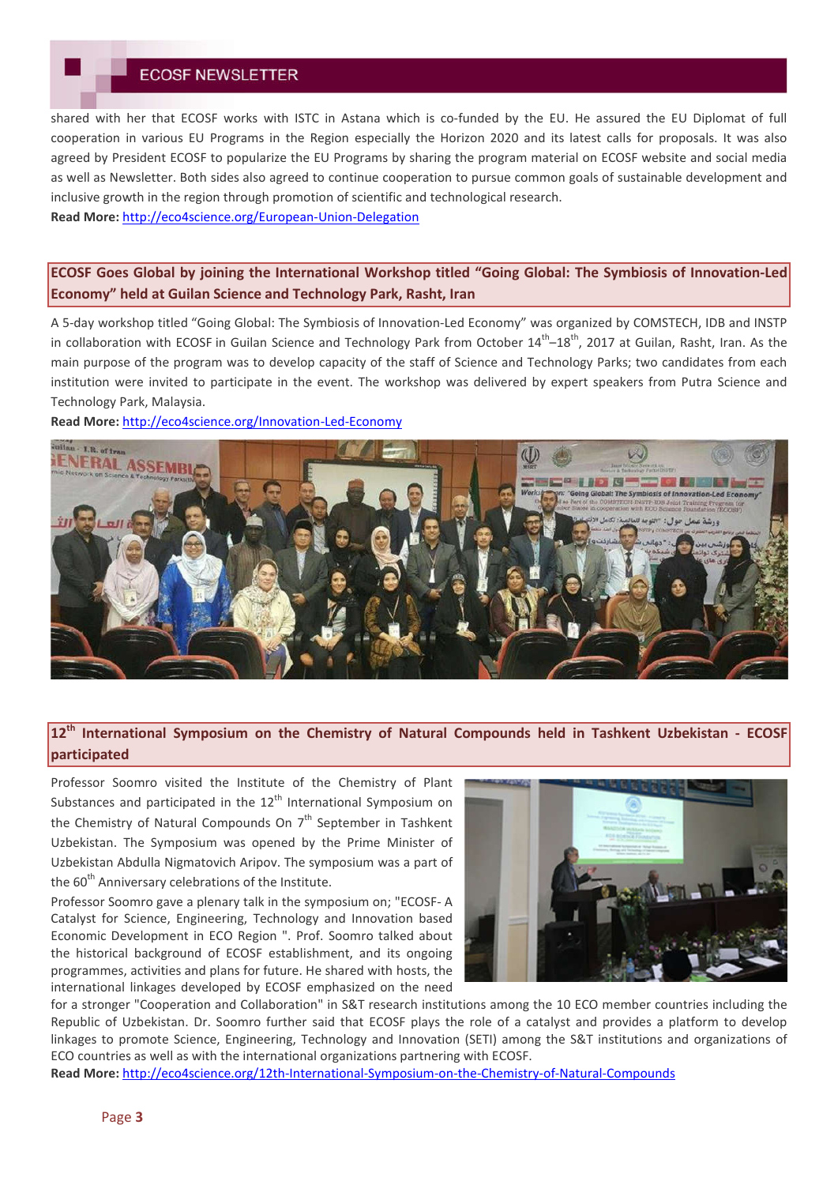shared with her that ECOSF works with ISTC in Astana which is co-funded by the EU. He assured the EU Diplomat of full cooperation in various EU Programs in the Region especially the Horizon 2020 and its latest calls for proposals. It was also agreed by President ECOSF to popularize the EU Programs by sharing the program material on ECOSF website and social media as well as Newsletter. Both sides also agreed to continue cooperation to pursue common goals of sustainable development and inclusive growth in the region through promotion of scientific and technological research.

**Read More:** http://eco4science.org/European-Union-Delegation

## ECOSF Goes Global by joining the International Workshop titled "Going Global: The Symbiosis of Innovation-Led Economy" held at Guilan Science and Technology Park, Rasht, Iran

A 5-day workshop titled "Going Global: The Symbiosis of Innovation-Led Economy" was organized by COMSTECH, IDB and INSTP in collaboration with ECOSF in Guilan Science and Technology Park from October 14th–18th, 2017 at Guilan, Rasht, Iran. As the main purpose of the program was to develop capacity of the staff of Science and Technology Parks; two candidates from each institution were invited to participate in the event. The workshop was delivered by expert speakers from Putra Science and Technology Park, Malaysia.

**Read More:** http://eco4science.org/Innovation-Led-Economy

## 12th International Symposium on the Chemistry of Natural Compounds held in Tashkent Uzbekistan - ECOSF participated

Professor Soomro visited the Institute of the Chemistry of Plant Substances and participated in the 12th International Symposium on the Chemistry of Natural Compounds On 7th September in Tashkent Uzbekistan. The Symposium was opened by the Prime Minister of Uzbekistan Abdulla Nigmatovich Aripov. The symposium was a part of the 60th Anniversary celebrations of the Institute.

Professor Soomro gave a plenary talk in the symposium on; "ECOSF- A Catalyst for Science, Engineering, Technology and Innovation based Economic Development in ECO Region ". Prof. Soomro talked about the historical background of ECOSF establishment, and its ongoing programmes, activities and plans for future. He shared with hosts, the international linkages developed by ECOSF emphasized on the need for a stronger "Cooperation and Collaboration" in S&T research institutions among the 10 ECO member countries including the Republic of Uzbekistan. Dr. Soomro further said that ECOSF plays the role of a catalyst and provides a platform to develop linkages to promote Science, Engineering, Technology and Innovation (SETI) among the S&T institutions and organizations of ECO countries as well as with the international organizations partnering with ECOSF.

**Read More:** http://eco4science.org/12th-International-Symposium-on-the-Chemistry-of-Natural-Compounds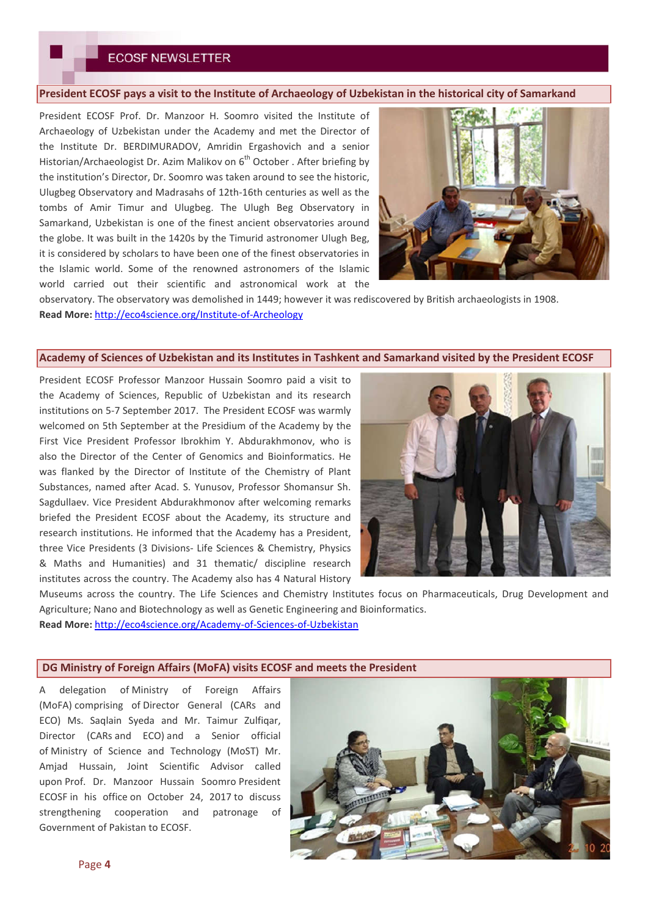## President ECOSF pays a visit to the Institute of Archaeology of Uzbekistan in the historical city of Samarkand

President ECOSF Prof. Dr. Manzoor H. Soomro visited the Institute of Archaeology of Uzbekistan under the Academy and met the Director of the Institute Dr. BERDIMURADOV, Amridin Ergashovich and a senior Historian/Archaeologist Dr. Azim Malikov on 6th October . After briefing by the institution's Director, Dr. Soomro was taken around to see the historic, Ulugbeg Observatory and Madrasahs of 12th-16th centuries as well as the tombs of Amir Timur and Ulugbeg. The Ulugh Beg Observatory in Samarkand, Uzbekistan is one of the finest ancient observatories around the globe. It was built in the 1420s by the Timurid astronomer Ulugh Beg, it is considered by scholars to have been one of the finest observatories in the Islamic world. Some of the renowned astronomers of the Islamic world carried out their scientific and astronomical work at the observatory. The observatory was demolished in 1449; however it was rediscovered by British archaeologists in 1908.

**Read More:** http://eco4science.org/Institute-of-Archeology

## Academy of Sciences of Uzbekistan and its Institutes in Tashkent and Samarkand visited by the President ECOSF

President ECOSF Professor Manzoor Hussain Soomro paid a visit to the Academy of Sciences, Republic of Uzbekistan and its research institutions on 5-7 September 2017. The President ECOSF was warmly welcomed on 5th September at the Presidium of the Academy by the First Vice President Professor Ibrokhim Y. Abdurakhmonov, who is also the Director of the Center of Genomics and Bioinformatics. He was flanked by the Director of Institute of the Chemistry of Plant Substances, named after Acad. S. Yunusov, Professor Shomansur Sh. Sagdullaev. Vice President Abdurakhmonov after welcoming remarks briefed the President ECOSF about the Academy, its structure and research institutions. He informed that the Academy has a President, three Vice Presidents (3 Divisions- Life Sciences & Chemistry, Physics & Maths and Humanities) and 31 thematic/ discipline research institutes across the country. The Academy also has 4 Natural History Museums across the country. The Life Sciences and Chemistry Institutes focus on Pharmaceuticals, Drug Development and Agriculture; Nano and Biotechnology as well as Genetic Engineering and Bioinformatics.

**Read More:** http://eco4science.org/Academy-of-Sciences-of-Uzbekistan

## DG Ministry of Foreign Affairs (MoFA) visits ECOSF and meets the President

A delegation of Ministry of Foreign Affairs (MoFA) comprising of Director General (CARs and ECO) Ms. Saqlain Syeda and Mr. Taimur Zulfiqar, Director (CARs and ECO) and a Senior official of Ministry of Science and Technology (MoST) Mr. Amjad Hussain, Joint Scientific Advisor called upon Prof. Dr. Manzoor Hussain Soomro President ECOSF in his office on October 24, 2017 to discuss strengthening cooperation and patronage of Government of Pakistan to ECOSF.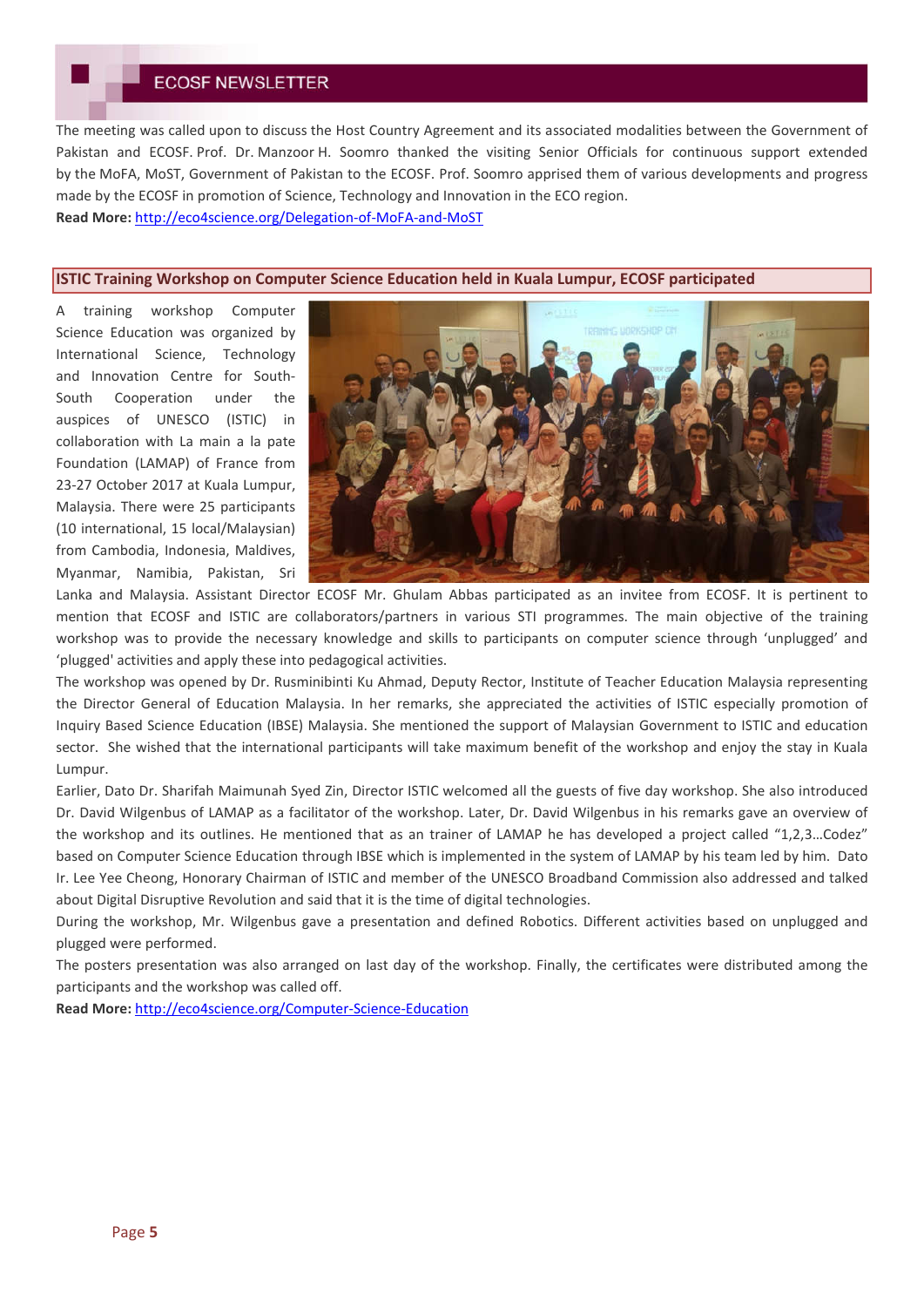The meeting was called upon to discuss the Host Country Agreement and its associated modalities between the Government of Pakistan and ECOSF. Prof. Dr. Manzoor H. Soomro thanked the visiting Senior Officials for continuous support extended by the MoFA, MoST, Government of Pakistan to the ECOSF. Prof. Soomro apprised them of various developments and progress made by the ECOSF in promotion of Science, Technology and Innovation in the ECO region.

**Read More:** http://eco4science.org/Delegation-of-MoFA-and-MoST

## ISTIC Training Workshop on Computer Science Education held in Kuala Lumpur, ECOSF participated

A training workshop Computer Science Education was organized by International Science, Technology and Innovation Centre for South-South Cooperation under the auspices of UNESCO (ISTIC) in collaboration with La main a la pate Foundation (LAMAP) of France from 23-27 October 2017 at Kuala Lumpur, Malaysia. There were 25 participants (10 international, 15 local/Malaysian) from Cambodia, Indonesia, Maldives, Myanmar, Namibia, Pakistan, Sri Lanka and Malaysia. Assistant Director ECOSF Mr. Ghulam Abbas participated as an invitee from ECOSF. It is pertinent to mention that ECOSF and ISTIC are collaborators/partners in various STI programmes. The main objective of the training workshop was to provide the necessary knowledge and skills to participants on computer science through 'unplugged' and 'plugged' activities and apply these into pedagogical activities.

The workshop was opened by Dr. Rusminibinti Ku Ahmad, Deputy Rector, Institute of Teacher Education Malaysia representing the Director General of Education Malaysia. In her remarks, she appreciated the activities of ISTIC especially promotion of Inquiry Based Science Education (IBSE) Malaysia. She mentioned the support of Malaysian Government to ISTIC and education sector. She wished that the international participants will take maximum benefit of the workshop and enjoy the stay in Kuala Lumpur.

Earlier, Dato Dr. Sharifah Maimunah Syed Zin, Director ISTIC welcomed all the guests of five day workshop. She also introduced Dr. David Wilgenbus of LAMAP as a facilitator of the workshop. Later, Dr. David Wilgenbus in his remarks gave an overview of the workshop and its outlines. He mentioned that as an trainer of LAMAP he has developed a project called "1,2,3…Codez" based on Computer Science Education through IBSE which is implemented in the system of LAMAP by his team led by him. Dato Ir. Lee Yee Cheong, Honorary Chairman of ISTIC and member of the UNESCO Broadband Commission also addressed and talked about Digital Disruptive Revolution and said that it is the time of digital technologies.

During the workshop, Mr. Wilgenbus gave a presentation and defined Robotics. Different activities based on unplugged and plugged were performed.

The posters presentation was also arranged on last day of the workshop. Finally, the certificates were distributed among the participants and the workshop was called off.

**Read More:** http://eco4science.org/Computer-Science-Education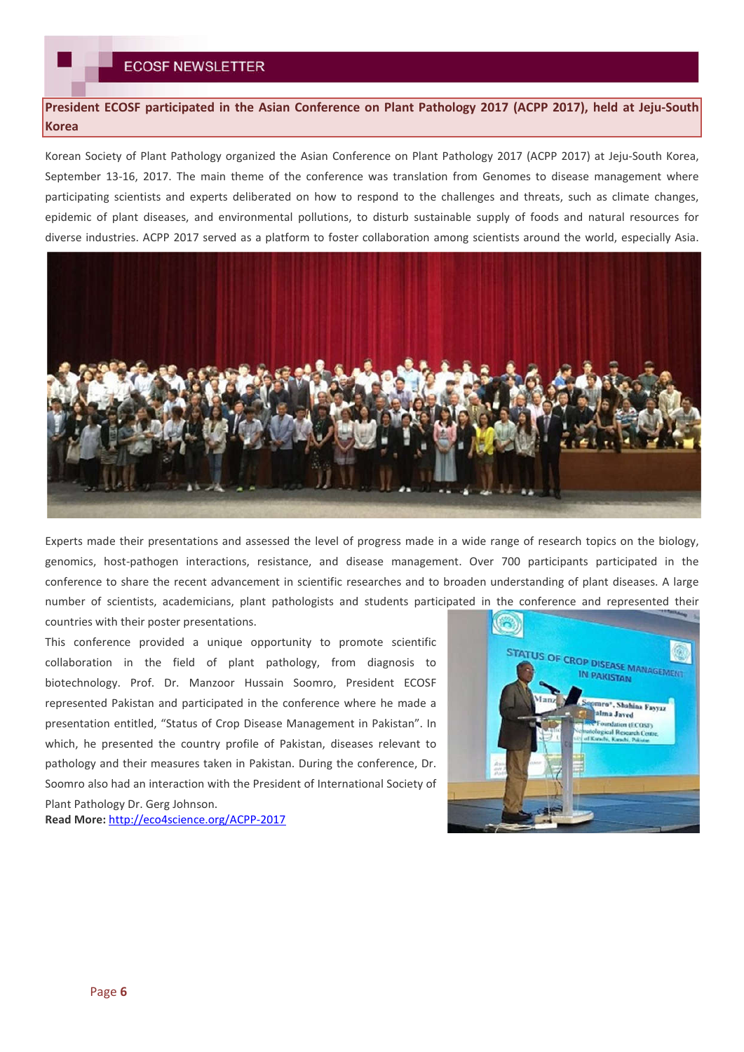## President ECOSF participated in the Asian Conference on Plant Pathology 2017 (ACPP 2017), held at Jeju-South Korea

Korean Society of Plant Pathology organized the Asian Conference on Plant Pathology 2017 (ACPP 2017) at Jeju-South Korea, September 13-16, 2017. The main theme of the conference was translation from Genomes to disease management where participating scientists and experts deliberated on how to respond to the challenges and threats, such as climate changes, epidemic of plant diseases, and environmental pollutions, to disturb sustainable supply of foods and natural resources for diverse industries. ACPP 2017 served as a platform to foster collaboration among scientists around the world, especially Asia.

Experts made their presentations and assessed the level of progress made in a wide range of research topics on the biology, genomics, host-pathogen interactions, resistance, and disease management. Over 700 participants participated in the conference to share the recent advancement in scientific researches and to broaden understanding of plant diseases. A large number of scientists, academicians, plant pathologists and students participated in the conference and represented their countries with their poster presentations.

This conference provided a unique opportunity to promote scientific collaboration in the field of plant pathology, from diagnosis to biotechnology. Prof. Dr. Manzoor Hussain Soomro, President ECOSF represented Pakistan and participated in the conference where he made a presentation entitled, "Status of Crop Disease Management in Pakistan". In which, he presented the country profile of Pakistan, diseases relevant to pathology and their measures taken in Pakistan. During the conference, Dr. Soomro also had an interaction with the President of International Society of Plant Pathology Dr. Gerg Johnson.

**Read More:** http://eco4science.org/ACPP-2017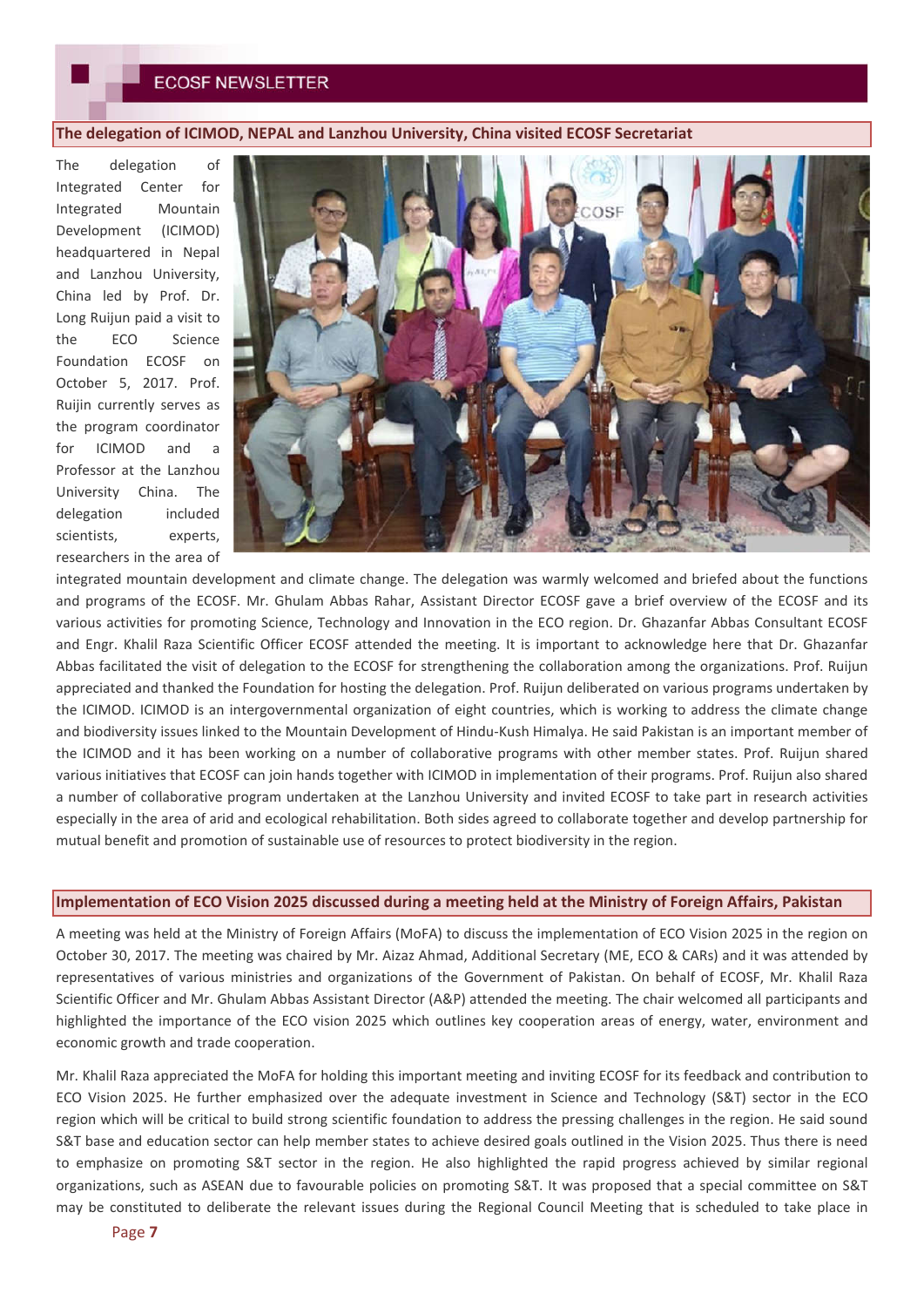## The delegation of ICIMOD, NEPAL and Lanzhou University, China visited ECOSF Secretariat

The delegation of Integrated Center for Integrated Mountain Development (ICIMOD) headquartered in Nepal and Lanzhou University, China led by Prof. Dr. Long Ruijun paid a visit to the ECO Science Foundation ECOSF on October 5, 2017. Prof. Ruijin currently serves as the program coordinator for ICIMOD and a Professor at the Lanzhou University China. The delegation included scientists, experts, researchers in the area of integrated mountain development and climate change. The delegation was warmly welcomed and briefed about the functions and programs of the ECOSF. Mr. Ghulam Abbas Rahar, Assistant Director ECOSF gave a brief overview of the ECOSF and its various activities for promoting Science, Technology and Innovation in the ECO region. Dr. Ghazanfar Abbas Consultant ECOSF and Engr. Khalil Raza Scientific Officer ECOSF attended the meeting. It is important to acknowledge here that Dr. Ghazanfar Abbas facilitated the visit of delegation to the ECOSF for strengthening the collaboration among the organizations. Prof. Ruijun appreciated and thanked the Foundation for hosting the delegation. Prof. Ruijun deliberated on various programs undertaken by the ICIMOD. ICIMOD is an intergovernmental organization of eight countries, which is working to address the climate change and biodiversity issues linked to the Mountain Development of Hindu-Kush Himalya. He said Pakistan is an important member of the ICIMOD and it has been working on a number of collaborative programs with other member states. Prof. Ruijun shared various initiatives that ECOSF can join hands together with ICIMOD in implementation of their programs. Prof. Ruijun also shared a number of collaborative program undertaken at the Lanzhou University and invited ECOSF to take part in research activities especially in the area of arid and ecological rehabilitation. Both sides agreed to collaborate together and develop partnership for mutual benefit and promotion of sustainable use of resources to protect biodiversity in the region.

## Implementation of ECO Vision 2025 discussed during a meeting held at the Ministry of Foreign Affairs, Pakistan

A meeting was held at the Ministry of Foreign Affairs (MoFA) to discuss the implementation of ECO Vision 2025 in the region on October 30, 2017. The meeting was chaired by Mr. Aizaz Ahmad, Additional Secretary (ME, ECO & CARs) and it was attended by representatives of various ministries and organizations of the Government of Pakistan. On behalf of ECOSF, Mr. Khalil Raza Scientific Officer and Mr. Ghulam Abbas Assistant Director (A&P) attended the meeting. The chair welcomed all participants and highlighted the importance of the ECO vision 2025 which outlines key cooperation areas of energy, water, environment and economic growth and trade cooperation.

Mr. Khalil Raza appreciated the MoFA for holding this important meeting and inviting ECOSF for its feedback and contribution to ECO Vision 2025. He further emphasized over the adequate investment in Science and Technology (S&T) sector in the ECO region which will be critical to build strong scientific foundation to address the pressing challenges in the region. He said sound S&T base and education sector can help member states to achieve desired goals outlined in the Vision 2025. Thus there is need to emphasize on promoting S&T sector in the region. He also highlighted the rapid progress achieved by similar regional organizations, such as ASEAN due to favourable policies on promoting S&T. It was proposed that a special committee on S&T may be constituted to deliberate the relevant issues during the Regional Council Meeting that is scheduled to take place in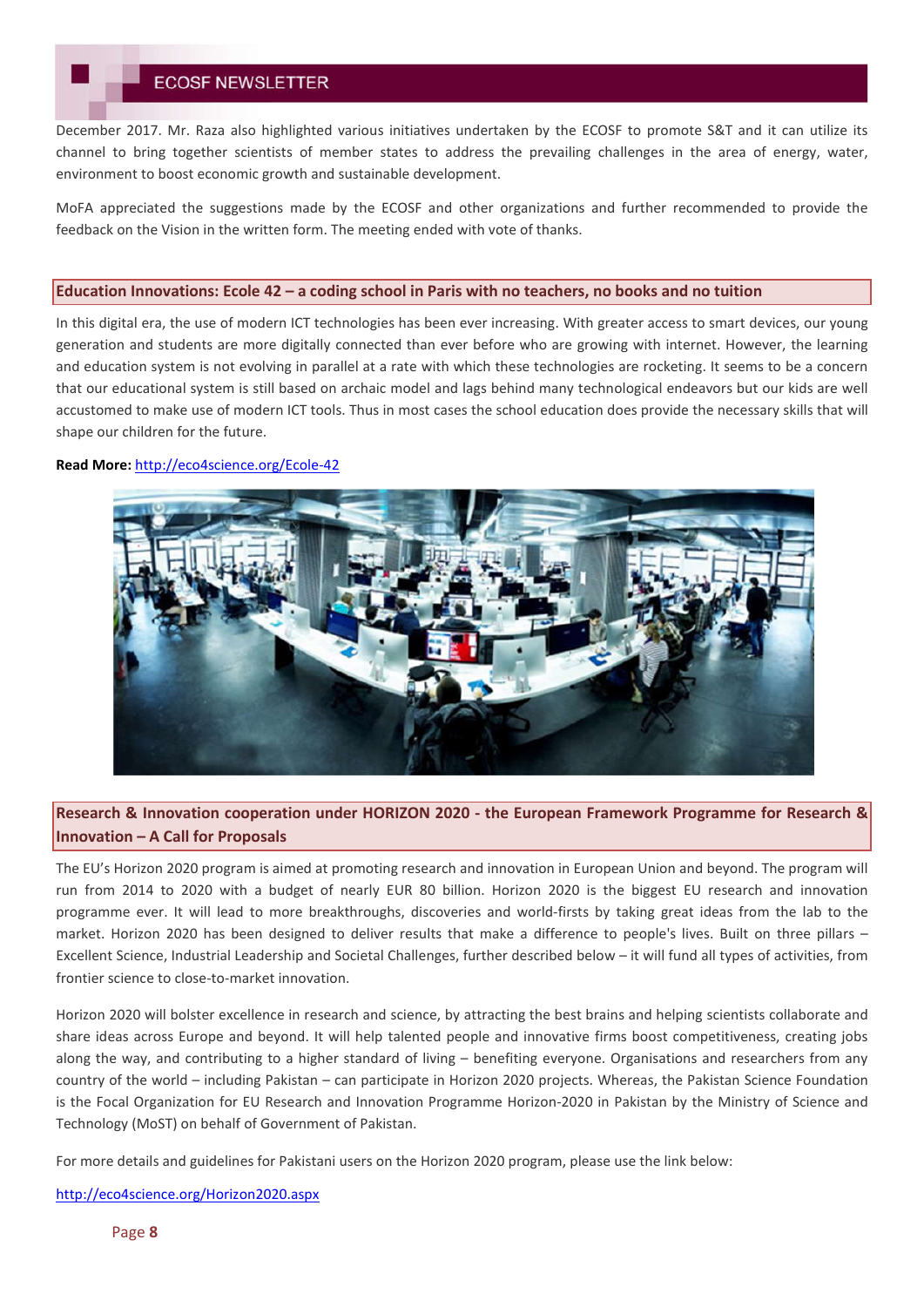December 2017. Mr. Raza also highlighted various initiatives undertaken by the ECOSF to promote S&T and it can utilize its channel to bring together scientists of member states to address the prevailing challenges in the area of energy, water, environment to boost economic growth and sustainable development.

MoFA appreciated the suggestions made by the ECOSF and other organizations and further recommended to provide the feedback on the Vision in the written form. The meeting ended with vote of thanks.

## Education Innovations: Ecole 42 – a coding school in Paris with no teachers, no books and no tuition

In this digital era, the use of modern ICT technologies has been ever increasing. With greater access to smart devices, our young generation and students are more digitally connected than ever before who are growing with internet. However, the learning and education system is not evolving in parallel at a rate with which these technologies are rocketing. It seems to be a concern that our educational system is still based on archaic model and lags behind many technological endeavors but our kids are well accustomed to make use of modern ICT tools. Thus in most cases the school education does provide the necessary skills that will shape our children for the future.

**Read More:** http://eco4science.org/Ecole-42

## Research & Innovation cooperation under HORIZON 2020 - the European Framework Programme for Research & Innovation – A Call for Proposals

The EU's Horizon 2020 program is aimed at promoting research and innovation in European Union and beyond. The program will run from 2014 to 2020 with a budget of nearly EUR 80 billion. Horizon 2020 is the biggest EU research and innovation programme ever. It will lead to more breakthroughs, discoveries and world-firsts by taking great ideas from the lab to the market. Horizon 2020 has been designed to deliver results that make a difference to people's lives. Built on three pillars – Excellent Science, Industrial Leadership and Societal Challenges, further described below – it will fund all types of activities, from frontier science to close-to-market innovation.

Horizon 2020 will bolster excellence in research and science, by attracting the best brains and helping scientists collaborate and share ideas across Europe and beyond. It will help talented people and innovative firms boost competitiveness, creating jobs along the way, and contributing to a higher standard of living – benefiting everyone. Organisations and researchers from any country of the world – including Pakistan – can participate in Horizon 2020 projects. Whereas, the Pakistan Science Foundation is the Focal Organization for EU Research and Innovation Programme Horizon-2020 in Pakistan by the Ministry of Science and Technology (MoST) on behalf of Government of Pakistan.

For more details and guidelines for Pakistani users on the Horizon 2020 program, please use the link below:

http://eco4science.org/Horizon2020.aspx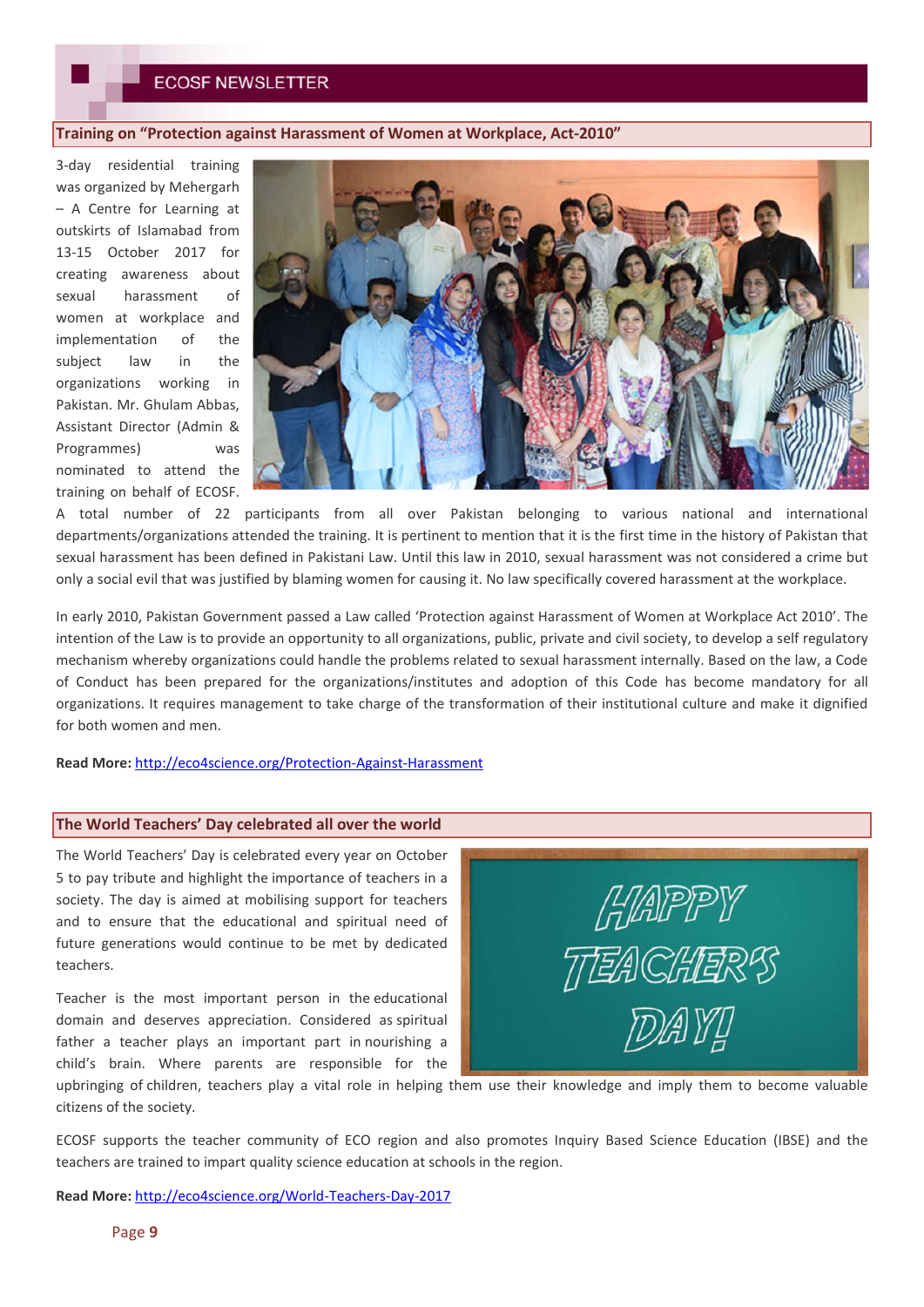## Training on "Protection against Harassment of Women at Workplace, Act-2010"

3-day residential training was organized by Mehergarh – A Centre for Learning at outskirts of Islamabad from 13-15 October 2017 for creating awareness about sexual harassment of women at workplace and implementation of the subject law in the organizations working in Pakistan. Mr. Ghulam Abbas, Assistant Director (Admin & Programmes) was nominated to attend the training on behalf of ECOSF. A total number of 22 participants from all over Pakistan belonging to various national and international departments/organizations attended the training. It is pertinent to mention that it is the first time in the history of Pakistan that sexual harassment has been defined in Pakistani Law. Until this law in 2010, sexual harassment was not considered a crime but only a social evil that was justified by blaming women for causing it. No law specifically covered harassment at the workplace.

In early 2010, Pakistan Government passed a Law called 'Protection against Harassment of Women at Workplace Act 2010'. The intention of the Law is to provide an opportunity to all organizations, public, private and civil society, to develop a self regulatory mechanism whereby organizations could handle the problems related to sexual harassment internally. Based on the law, a Code of Conduct has been prepared for the organizations/institutes and adoption of this Code has become mandatory for all organizations. It requires management to take charge of the transformation of their institutional culture and make it dignified for both women and men.

**Read More:** http://eco4science.org/Protection-Against-Harassment

## The World Teachers' Day celebrated all over the world

The World Teachers' Day is celebrated every year on October 5 to pay tribute and highlight the importance of teachers in a society. The day is aimed at mobilising support for teachers and to ensure that the educational and spiritual need of future generations would continue to be met by dedicated teachers.

Teacher is the most important person in the educational domain and deserves appreciation. Considered as spiritual father a teacher plays an important part in nourishing a child's brain. Where parents are responsible for the upbringing of children, teachers play a vital role in helping them use their knowledge and imply them to become valuable citizens of the society.

ECOSF supports the teacher community of ECO region and also promotes Inquiry Based Science Education (IBSE) and the teachers are trained to impart quality science education at schools in the region.

**Read More:** http://eco4science.org/World-Teachers-Day-2017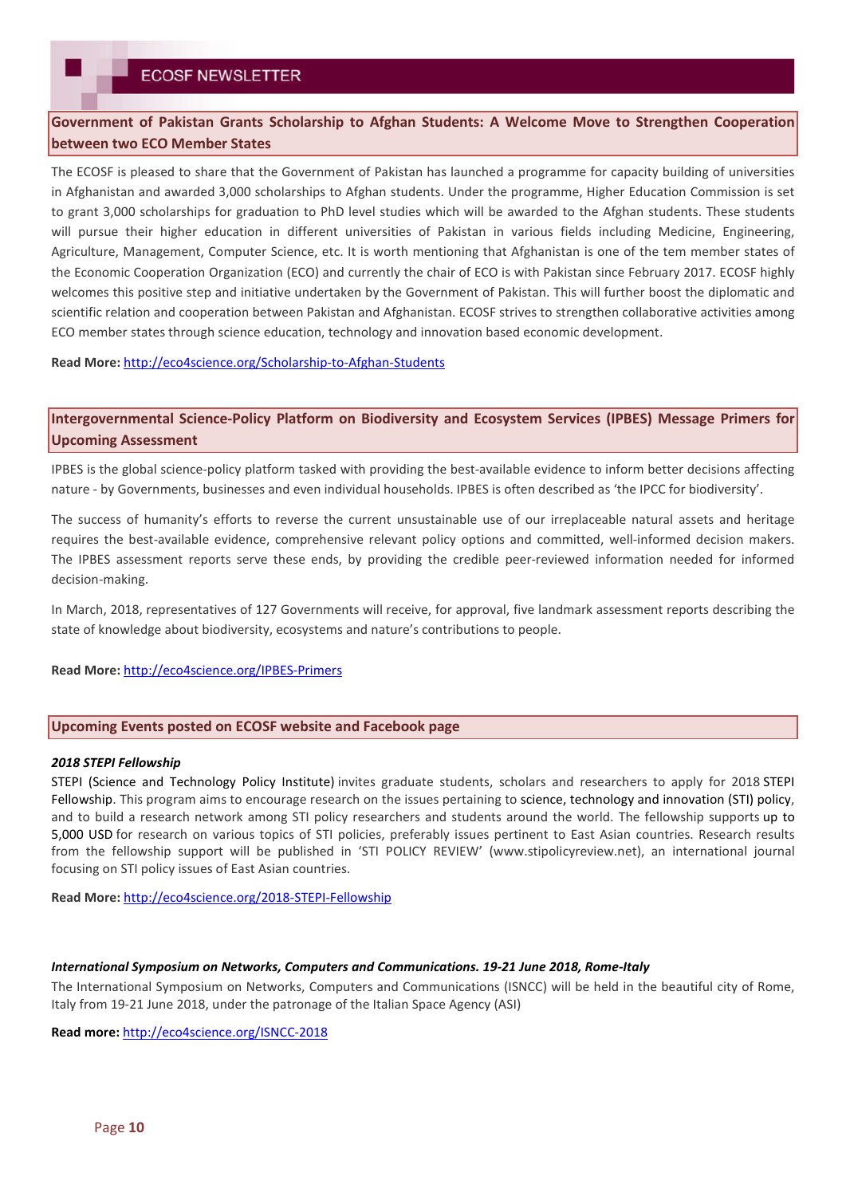## Government of Pakistan Grants Scholarship to Afghan Students: A Welcome Move to Strengthen Cooperation between two ECO Member States

The ECOSF is pleased to share that the Government of Pakistan has launched a programme for capacity building of universities in Afghanistan and awarded 3,000 scholarships to Afghan students. Under the programme, Higher Education Commission is set to grant 3,000 scholarships for graduation to PhD level studies which will be awarded to the Afghan students. These students will pursue their higher education in different universities of Pakistan in various fields including Medicine, Engineering, Agriculture, Management, Computer Science, etc. It is worth mentioning that Afghanistan is one of the tem member states of the Economic Cooperation Organization (ECO) and currently the chair of ECO is with Pakistan since February 2017. ECOSF highly welcomes this positive step and initiative undertaken by the Government of Pakistan. This will further boost the diplomatic and scientific relation and cooperation between Pakistan and Afghanistan. ECOSF strives to strengthen collaborative activities among ECO member states through science education, technology and innovation based economic development.

**Read More:** http://eco4science.org/Scholarship-to-Afghan-Students

## Intergovernmental Science-Policy Platform on Biodiversity and Ecosystem Services (IPBES) Message Primers for Upcoming Assessment

IPBES is the global science-policy platform tasked with providing the best-available evidence to inform better decisions affecting nature - by Governments, businesses and even individual households. IPBES is often described as 'the IPCC for biodiversity'.

The success of humanity's efforts to reverse the current unsustainable use of our irreplaceable natural assets and heritage requires the best-available evidence, comprehensive relevant policy options and committed, well-informed decision makers. The IPBES assessment reports serve these ends, by providing the credible peer-reviewed information needed for informed decision-making.

In March, 2018, representatives of 127 Governments will receive, for approval, five landmark assessment reports describing the state of knowledge about biodiversity, ecosystems and nature's contributions to people.

**Read More:** http://eco4science.org/IPBES-Primers

## Upcoming Events posted on ECOSF website and Facebook page

***2018 STEPI Fellowship***

STEPI (Science and Technology Policy Institute) invites graduate students, scholars and researchers to apply for 2018 STEPI Fellowship. This program aims to encourage research on the issues pertaining to science, technology and innovation (STI) policy, and to build a research network among STI policy researchers and students around the world. The fellowship supports up to 5,000 USD for research on various topics of STI policies, preferably issues pertinent to East Asian countries. Research results from the fellowship support will be published in 'STI POLICY REVIEW' (www.stipolicyreview.net), an international journal focusing on STI policy issues of East Asian countries.

**Read More:** http://eco4science.org/2018-STEPI-Fellowship

***International Symposium on Networks, Computers and Communications. 19-21 June 2018, Rome-Italy***

The International Symposium on Networks, Computers and Communications (ISNCC) will be held in the beautiful city of Rome, Italy from 19-21 June 2018, under the patronage of the Italian Space Agency (ASI)

**Read more:** http://eco4science.org/ISNCC-2018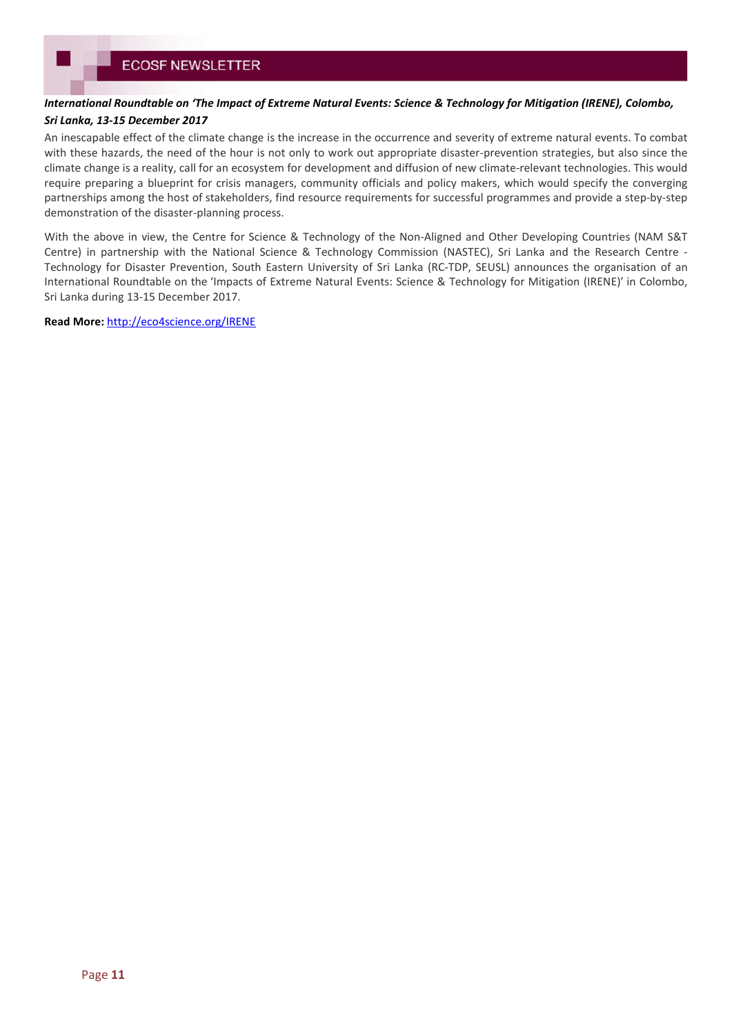***International Roundtable on 'The Impact of Extreme Natural Events: Science & Technology for Mitigation (IRENE), Colombo, Sri Lanka, 13-15 December 2017***

An inescapable effect of the climate change is the increase in the occurrence and severity of extreme natural events. To combat with these hazards, the need of the hour is not only to work out appropriate disaster-prevention strategies, but also since the climate change is a reality, call for an ecosystem for development and diffusion of new climate-relevant technologies. This would require preparing a blueprint for crisis managers, community officials and policy makers, which would specify the converging partnerships among the host of stakeholders, find resource requirements for successful programmes and provide a step-by-step demonstration of the disaster-planning process.

With the above in view, the Centre for Science & Technology of the Non-Aligned and Other Developing Countries (NAM S&T Centre) in partnership with the National Science & Technology Commission (NASTEC), Sri Lanka and the Research Centre - Technology for Disaster Prevention, South Eastern University of Sri Lanka (RC-TDP, SEUSL) announces the organisation of an International Roundtable on the 'Impacts of Extreme Natural Events: Science & Technology for Mitigation (IRENE)' in Colombo, Sri Lanka during 13-15 December 2017.

**Read More:** http://eco4science.org/IRENE